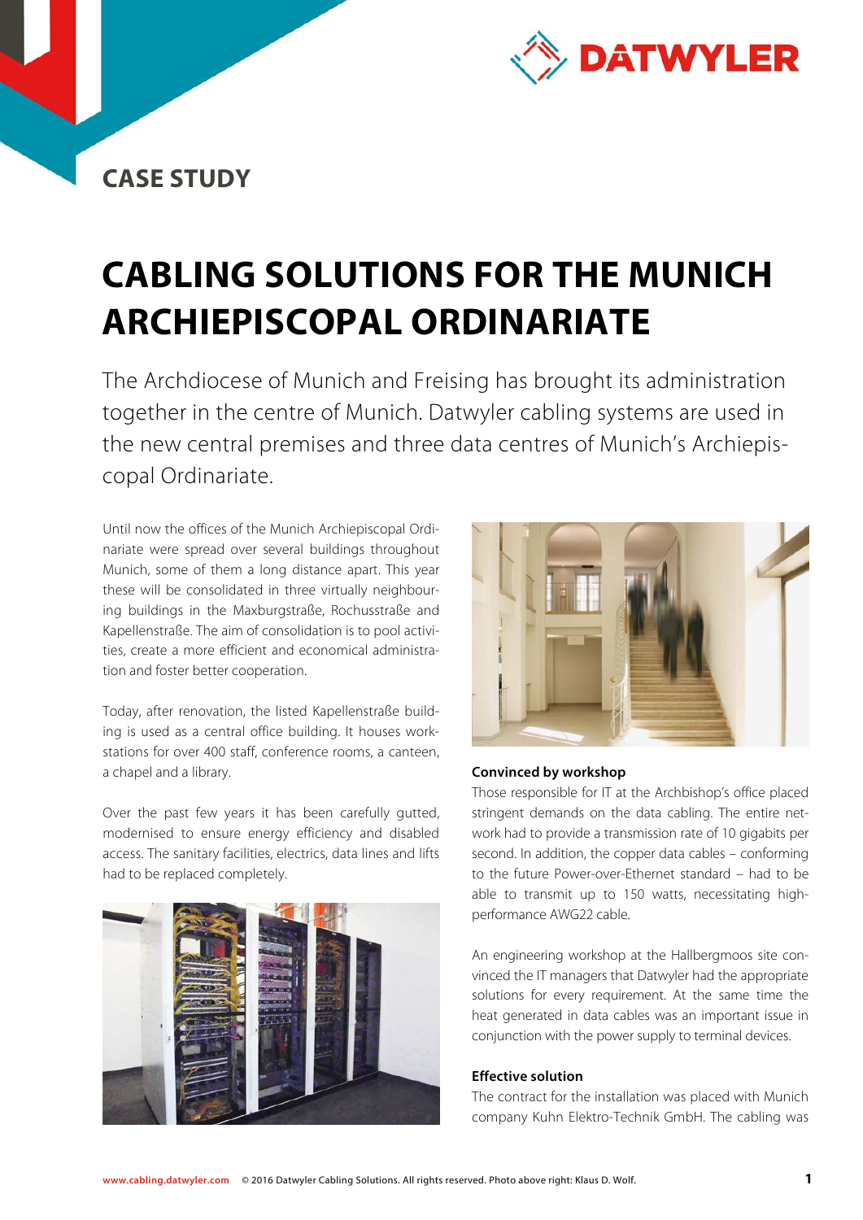CASE STUDY

# CABLING SOLUTIONS FOR THE MUNICH ARCHIEPISCOPAL ORDINARIATE

The Archdiocese of Munich and Freising has brought its administration together in the centre of Munich. Datwyler cabling systems are used in the new central premises and three data centres of Munich's Archiepiscopal Ordinariate.

Until now the offices of the Munich Archiepiscopal Ordinariate were spread over several buildings throughout Munich, some of them a long distance apart. This year these will be consolidated in three virtually neighbouring buildings in the Maxburgstraße, Rochusstraße and Kapellenstraße. The aim of consolidation is to pool activities, create a more efficient and economical administration and foster better cooperation.

Today, after renovation, the listed Kapellenstraße building is used as a central office building. It houses workstations for over 400 staff, conference rooms, a canteen, a chapel and a library.

Over the past few years it has been carefully gutted, modernised to ensure energy efficiency and disabled access. The sanitary facilities, electrics, data lines and lifts had to be replaced completely.

### Convinced by workshop

Those responsible for IT at the Archbishop's office placed stringent demands on the data cabling. The entire network had to provide a transmission rate of 10 gigabits per second. In addition, the copper data cables – conforming to the future Power-over-Ethernet standard – had to be able to transmit up to 150 watts, necessitating high-performance AWG22 cable.

An engineering workshop at the Hallbergmoos site convinced the IT managers that Datwyler had the appropriate solutions for every requirement. At the same time the heat generated in data cables was an important issue in conjunction with the power supply to terminal devices.

### Effective solution

The contract for the installation was placed with Munich company Kuhn Elektro-Technik GmbH. The cabling was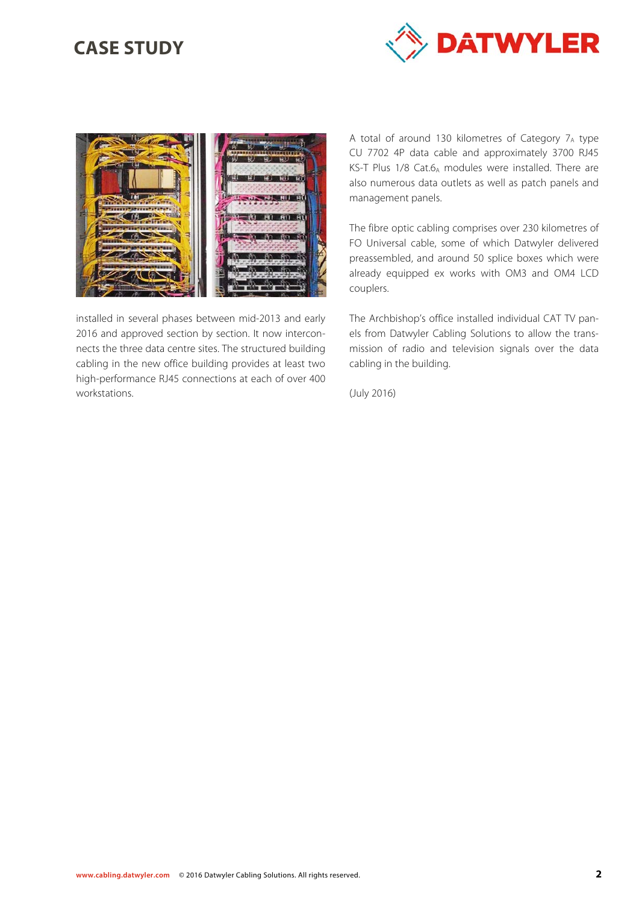installed in several phases between mid-2013 and early 2016 and approved section by section. It now interconnects the three data centre sites. The structured building cabling in the new office building provides at least two high-performance RJ45 connections at each of over 400 workstations.

A total of around 130 kilometres of Category $7_A$ type CU 7702 4P data cable and approximately 3700 RJ45 KS-T Plus 1/8 Cat.$6_A$ modules were installed. There are also numerous data outlets as well as patch panels and management panels.

The fibre optic cabling comprises over 230 kilometres of FO Universal cable, some of which Datwyler delivered preassembled, and around 50 splice boxes which were already equipped ex works with OM3 and OM4 LCD couplers.

The Archbishop's office installed individual CAT TV panels from Datwyler Cabling Solutions to allow the transmission of radio and television signals over the data cabling in the building.

(July 2016)